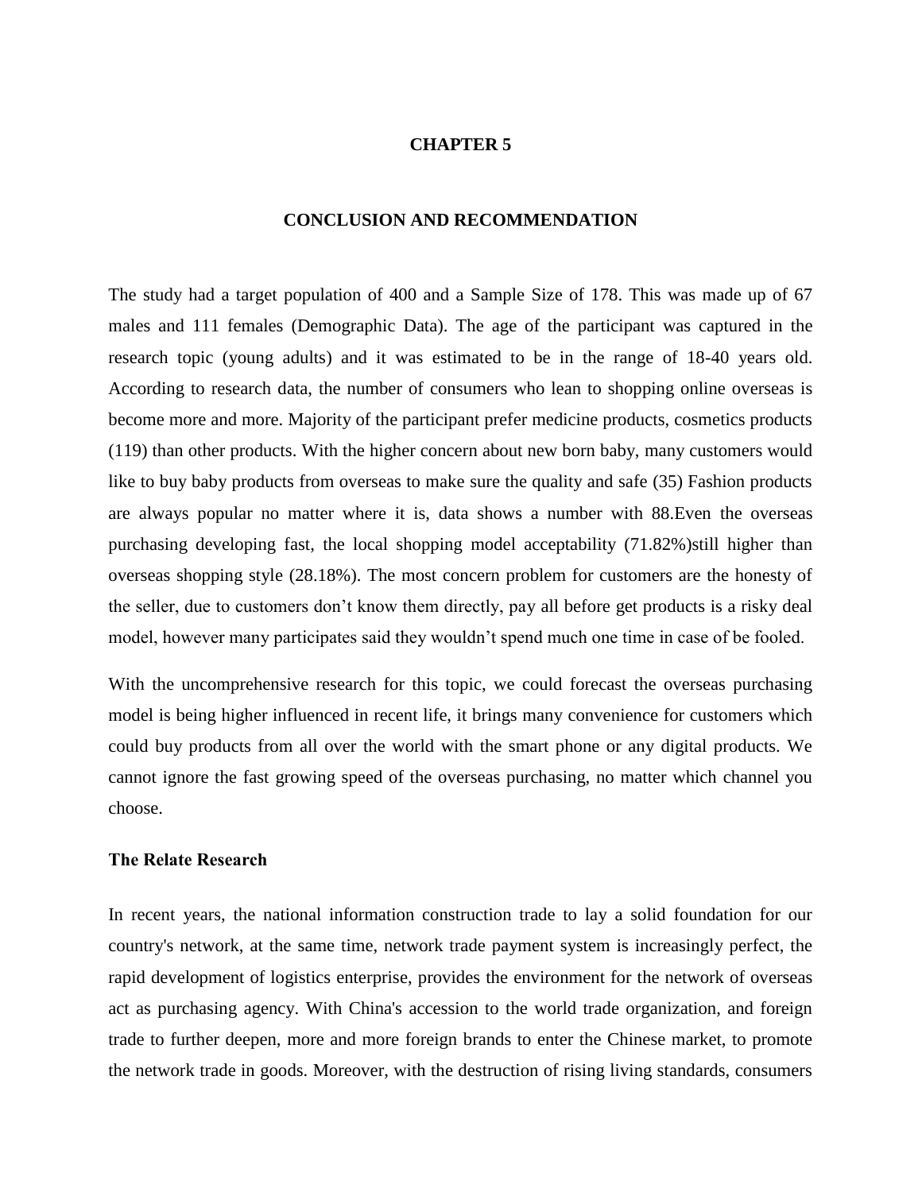# CHAPTER 5

## CONCLUSION AND RECOMMENDATION

The study had a target population of 400 and a Sample Size of 178. This was made up of 67 males and 111 females (Demographic Data). The age of the participant was captured in the research topic (young adults) and it was estimated to be in the range of 18-40 years old. According to research data, the number of consumers who lean to shopping online overseas is become more and more. Majority of the participant prefer medicine products, cosmetics products (119) than other products. With the higher concern about new born baby, many customers would like to buy baby products from overseas to make sure the quality and safe (35) Fashion products are always popular no matter where it is, data shows a number with 88.Even the overseas purchasing developing fast, the local shopping model acceptability (71.82%)still higher than overseas shopping style (28.18%). The most concern problem for customers are the honesty of the seller, due to customers don't know them directly, pay all before get products is a risky deal model, however many participates said they wouldn't spend much one time in case of be fooled.

With the uncomprehensive research for this topic, we could forecast the overseas purchasing model is being higher influenced in recent life, it brings many convenience for customers which could buy products from all over the world with the smart phone or any digital products. We cannot ignore the fast growing speed of the overseas purchasing, no matter which channel you choose.

### The Relate Research

In recent years, the national information construction trade to lay a solid foundation for our country's network, at the same time, network trade payment system is increasingly perfect, the rapid development of logistics enterprise, provides the environment for the network of overseas act as purchasing agency. With China's accession to the world trade organization, and foreign trade to further deepen, more and more foreign brands to enter the Chinese market, to promote the network trade in goods. Moreover, with the destruction of rising living standards, consumers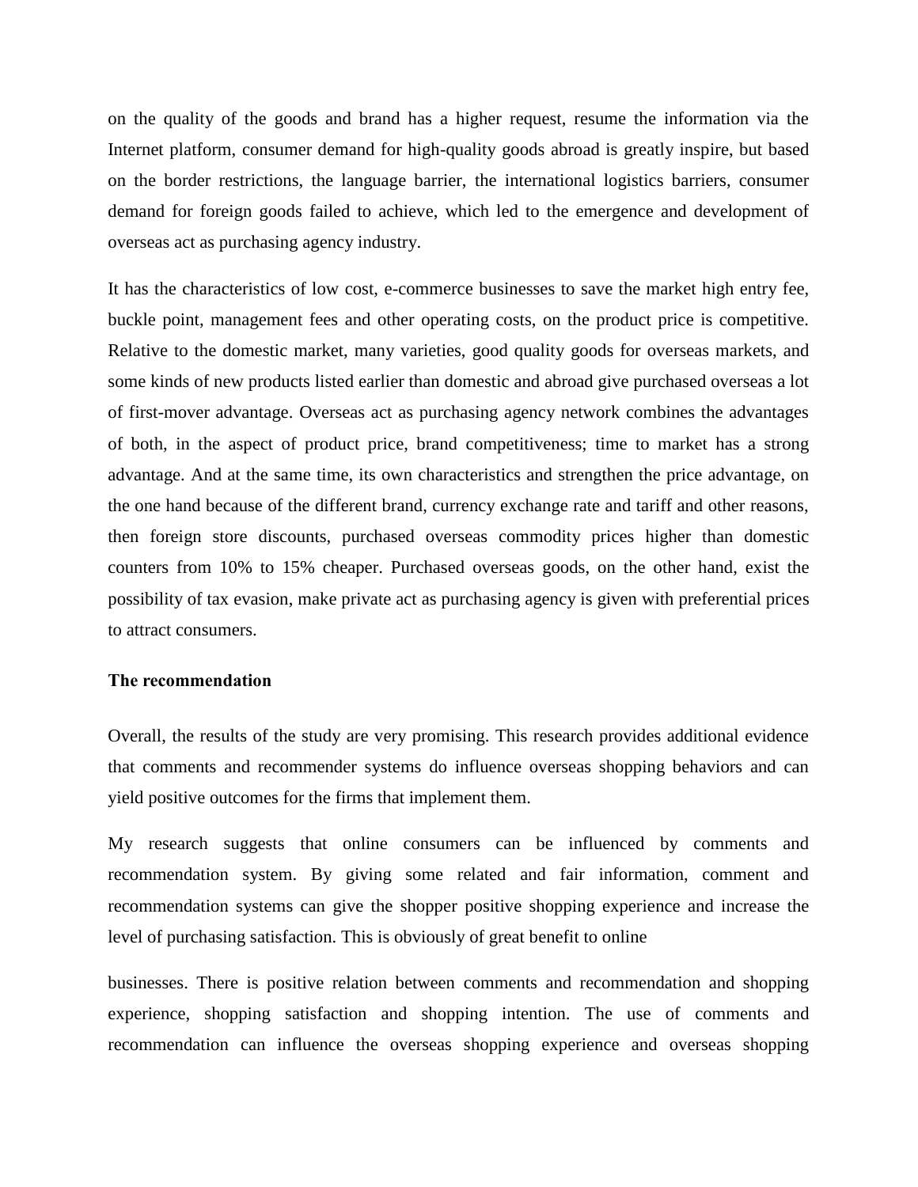on the quality of the goods and brand has a higher request, resume the information via the Internet platform, consumer demand for high-quality goods abroad is greatly inspire, but based on the border restrictions, the language barrier, the international logistics barriers, consumer demand for foreign goods failed to achieve, which led to the emergence and development of overseas act as purchasing agency industry.

It has the characteristics of low cost, e-commerce businesses to save the market high entry fee, buckle point, management fees and other operating costs, on the product price is competitive. Relative to the domestic market, many varieties, good quality goods for overseas markets, and some kinds of new products listed earlier than domestic and abroad give purchased overseas a lot of first-mover advantage. Overseas act as purchasing agency network combines the advantages of both, in the aspect of product price, brand competitiveness; time to market has a strong advantage. And at the same time, its own characteristics and strengthen the price advantage, on the one hand because of the different brand, currency exchange rate and tariff and other reasons, then foreign store discounts, purchased overseas commodity prices higher than domestic counters from 10% to 15% cheaper. Purchased overseas goods, on the other hand, exist the possibility of tax evasion, make private act as purchasing agency is given with preferential prices to attract consumers.

**The recommendation**

Overall, the results of the study are very promising. This research provides additional evidence that comments and recommender systems do influence overseas shopping behaviors and can yield positive outcomes for the firms that implement them.

My research suggests that online consumers can be influenced by comments and recommendation system. By giving some related and fair information, comment and recommendation systems can give the shopper positive shopping experience and increase the level of purchasing satisfaction. This is obviously of great benefit to online businesses. There is positive relation between comments and recommendation and shopping experience, shopping satisfaction and shopping intention. The use of comments and recommendation can influence the overseas shopping experience and overseas shopping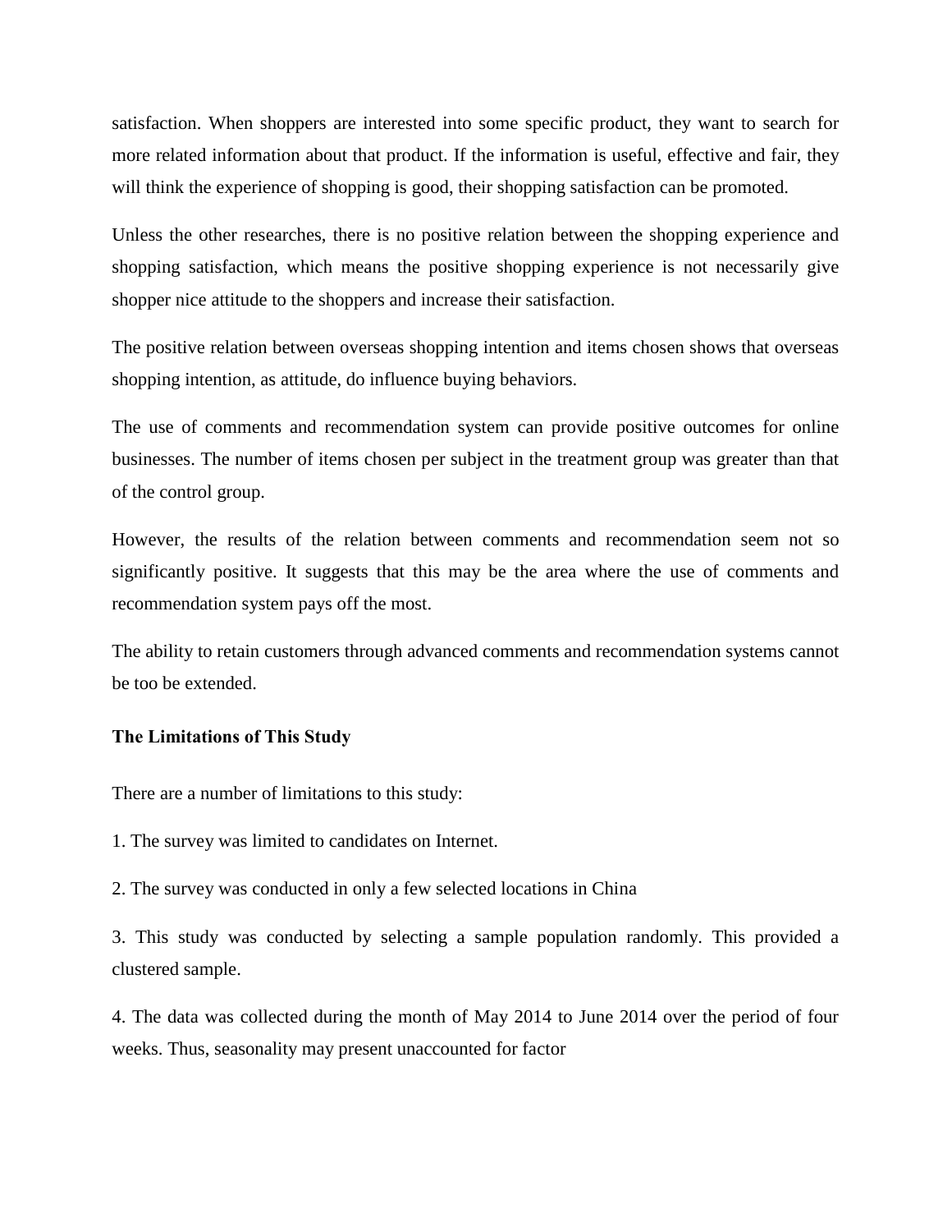satisfaction. When shoppers are interested into some specific product, they want to search for more related information about that product. If the information is useful, effective and fair, they will think the experience of shopping is good, their shopping satisfaction can be promoted.

Unless the other researches, there is no positive relation between the shopping experience and shopping satisfaction, which means the positive shopping experience is not necessarily give shopper nice attitude to the shoppers and increase their satisfaction.

The positive relation between overseas shopping intention and items chosen shows that overseas shopping intention, as attitude, do influence buying behaviors.

The use of comments and recommendation system can provide positive outcomes for online businesses. The number of items chosen per subject in the treatment group was greater than that of the control group.

However, the results of the relation between comments and recommendation seem not so significantly positive. It suggests that this may be the area where the use of comments and recommendation system pays off the most.

The ability to retain customers through advanced comments and recommendation systems cannot be too be extended.

**The Limitations of This Study**

There are a number of limitations to this study:

1. The survey was limited to candidates on Internet.

2. The survey was conducted in only a few selected locations in China

3. This study was conducted by selecting a sample population randomly. This provided a clustered sample.

4. The data was collected during the month of May 2014 to June 2014 over the period of four weeks. Thus, seasonality may present unaccounted for factor